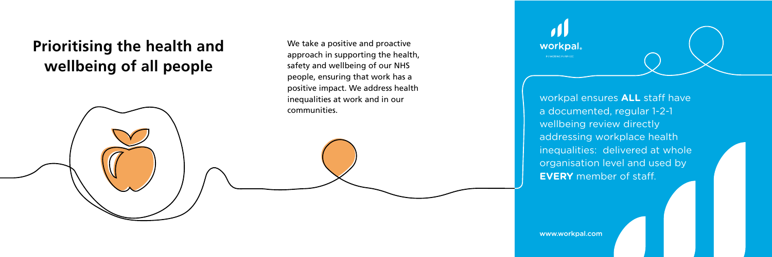# Prioritising the health and wellbeing of all people

We take a positive and proactive approach in supporting the health, safety and wellbeing of our NHS people, ensuring that work has a positive impact. We address health inequalities at work and in our communities.

workpal.

POWERING PURPOSE

workpal ensures **ALL** staff have a documented, regular 1-2-1 wellbeing review directly addressing workplace health inequalities: delivered at whole organisation level and used by **EVERY** member of staff.

www.workpal.com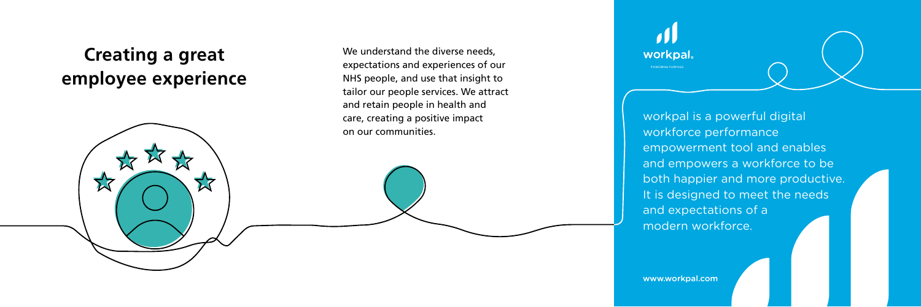# Creating a great employee experience

We understand the diverse needs, expectations and experiences of our NHS people, and use that insight to tailor our people services. We attract and retain people in health and care, creating a positive impact on our communities.

workpal.

POWERING PURPOSE

workpal is a powerful digital workforce performance empowerment tool and enables and empowers a workforce to be both happier and more productive. It is designed to meet the needs and expectations of a modern workforce.

www.workpal.com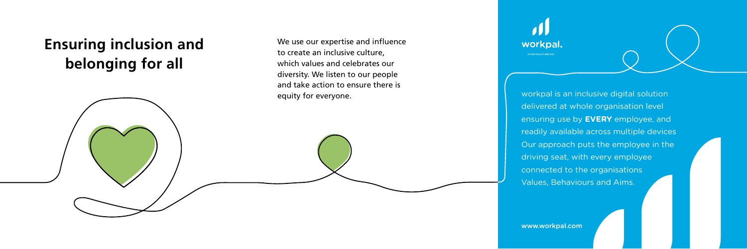# Ensuring inclusion and belonging for all

We use our expertise and influence to create an inclusive culture, which values and celebrates our diversity. We listen to our people and take action to ensure there is equity for everyone.

workpal.

POWERING PURPOSE

workpal is an inclusive digital solution delivered at whole organisation level ensuring use by **EVERY** employee, and readily available across multiple devices Our approach puts the employee in the driving seat, with every employee connected to the organisations Values, Behaviours and Aims.

www.workpal.com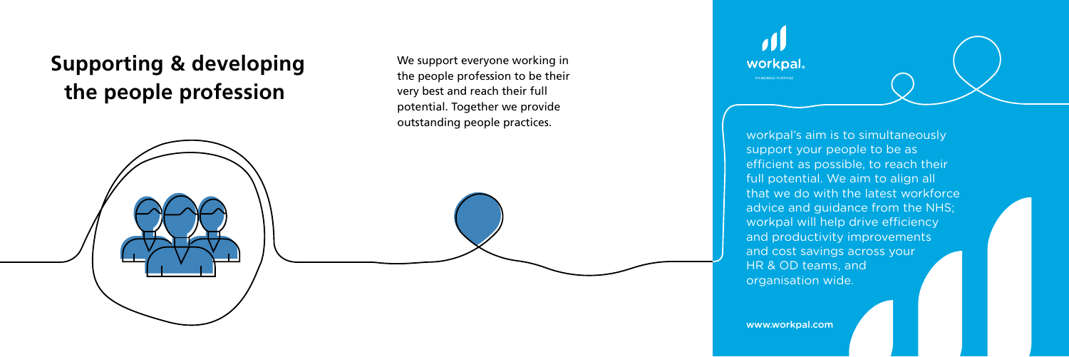## Supporting & developing the people profession

We support everyone working in the people profession to be their very best and reach their full potential. Together we provide outstanding people practices.

workpal.

POWERING PURPOSE

workpal's aim is to simultaneously support your people to be as efficient as possible, to reach their full potential. We aim to align all that we do with the latest workforce advice and guidance from the NHS; workpal will help drive efficiency and productivity improvements and cost savings across your HR & OD teams, and organisation wide.

www.workpal.com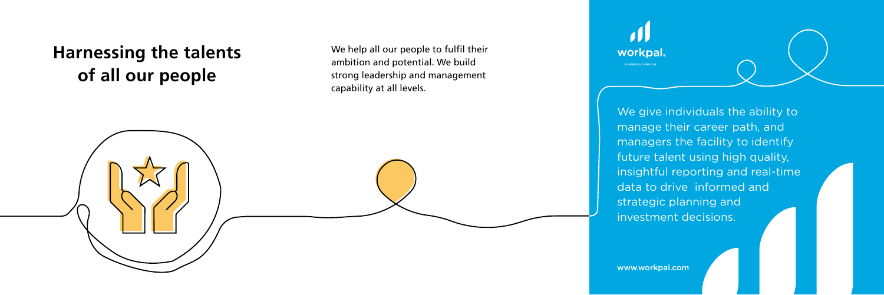# Harnessing the talents of all our people

We help all our people to fulfil their ambition and potential. We build strong leadership and management capability at all levels.

workpal.

POWERING PURPOSE

We give individuals the ability to manage their career path, and managers the facility to identify future talent using high quality, insightful reporting and real-time data to drive informed and strategic planning and investment decisions.

www.workpal.com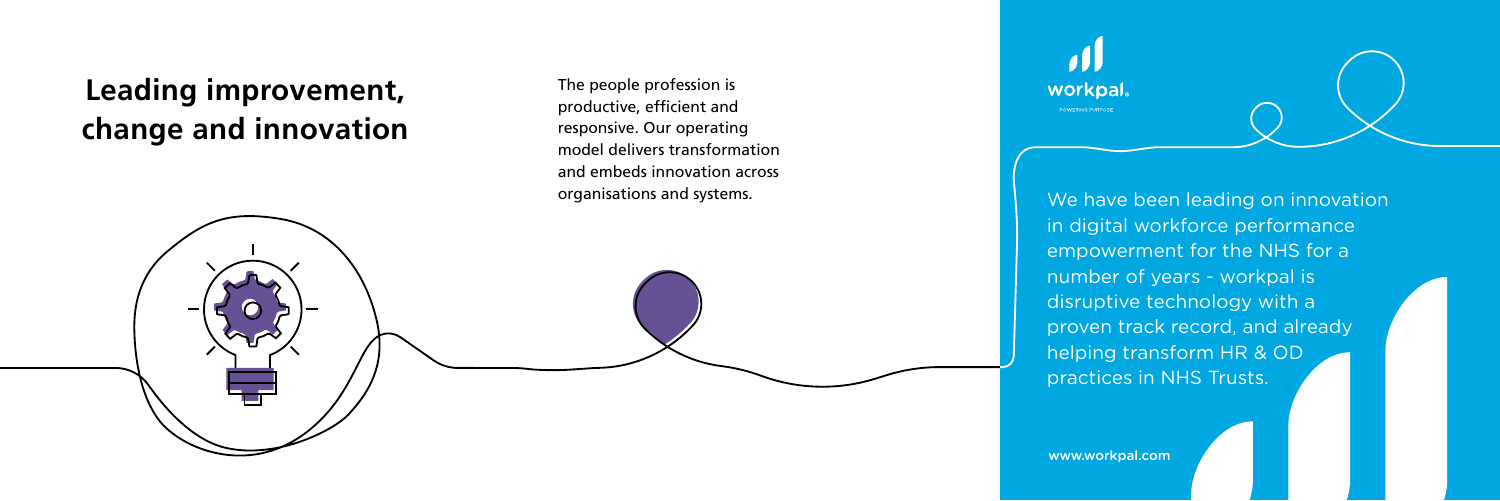## Leading improvement, change and innovation

The people profession is productive, efficient and responsive. Our operating model delivers transformation and embeds innovation across organisations and systems.

workpal.

POWERING PURPOSE

We have been leading on innovation in digital workforce performance empowerment for the NHS for a number of years - workpal is disruptive technology with a proven track record, and already helping transform HR & OD practices in NHS Trusts.

www.workpal.com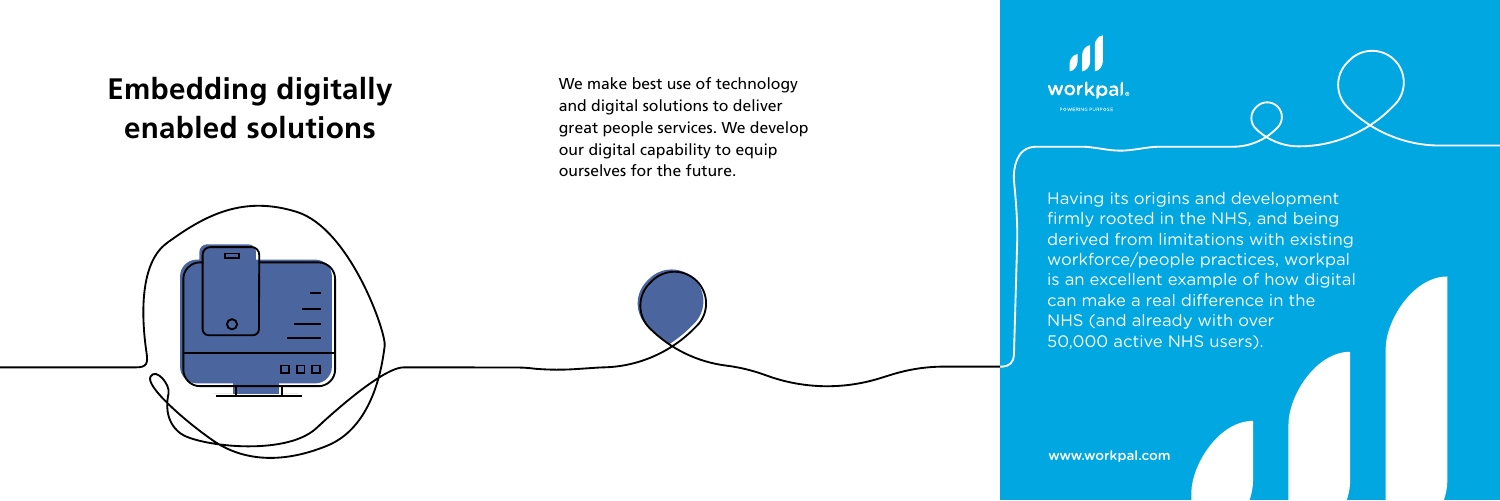## Embedding digitally enabled solutions

We make best use of technology and digital solutions to deliver great people services. We develop our digital capability to equip ourselves for the future.

workpal.

POWERING PURPOSE

Having its origins and development firmly rooted in the NHS, and being derived from limitations with existing workforce/people practices, workpal is an excellent example of how digital can make a real difference in the NHS (and already with over 50,000 active NHS users).

www.workpal.com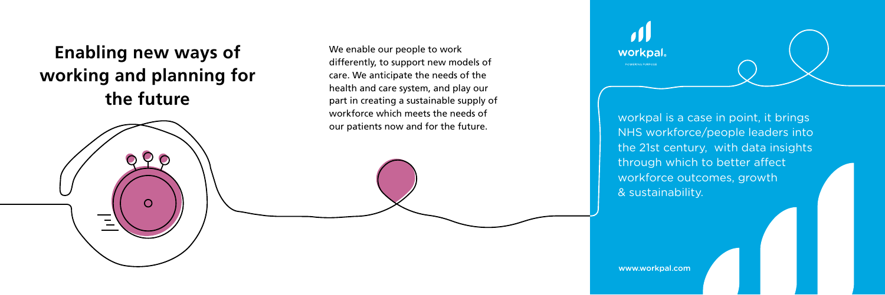# Enabling new ways of working and planning for the future

We enable our people to work differently, to support new models of care. We anticipate the needs of the health and care system, and play our part in creating a sustainable supply of workforce which meets the needs of our patients now and for the future.

workpal.

POWERING PURPOSE

workpal is a case in point, it brings NHS workforce/people leaders into the 21st century, with data insights through which to better affect workforce outcomes, growth & sustainability.

www.workpal.com